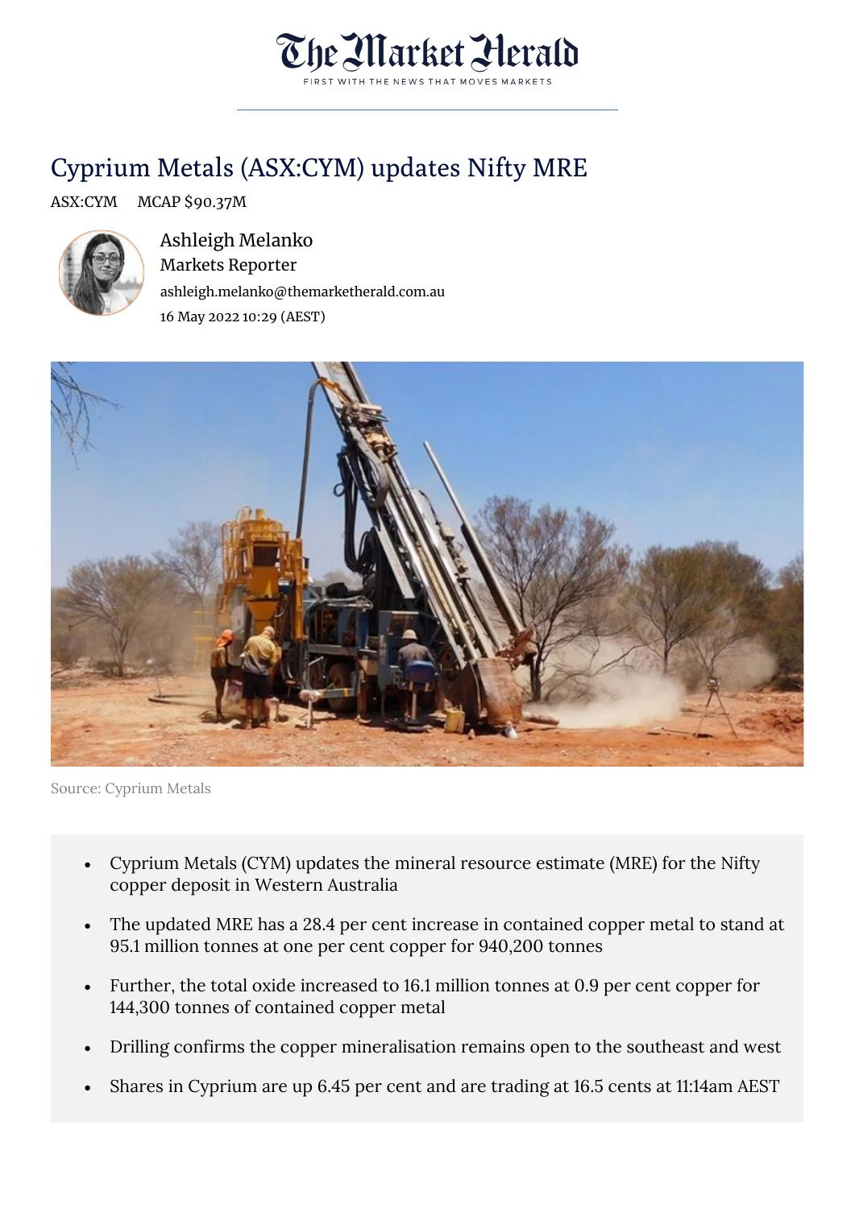# Cyprium Metals (ASX:CYM) updates Nifty MRE

ASX:CYM MCAP $90.37M

Ashleigh Melanko
Markets Reporter
ashleigh.melanko@themarketherald.com.au
16 May 2022 10:29 (AEST)

Source: Cyprium Metals

- Cyprium Metals (CYM) updates the mineral resource estimate (MRE) for the Nifty copper deposit in Western Australia
- The updated MRE has a 28.4 per cent increase in contained copper metal to stand at 95.1 million tonnes at one per cent copper for 940,200 tonnes
- Further, the total oxide increased to 16.1 million tonnes at 0.9 per cent copper for 144,300 tonnes of contained copper metal
- Drilling confirms the copper mineralisation remains open to the southeast and west
- Shares in Cyprium are up 6.45 per cent and are trading at 16.5 cents at 11:14am AEST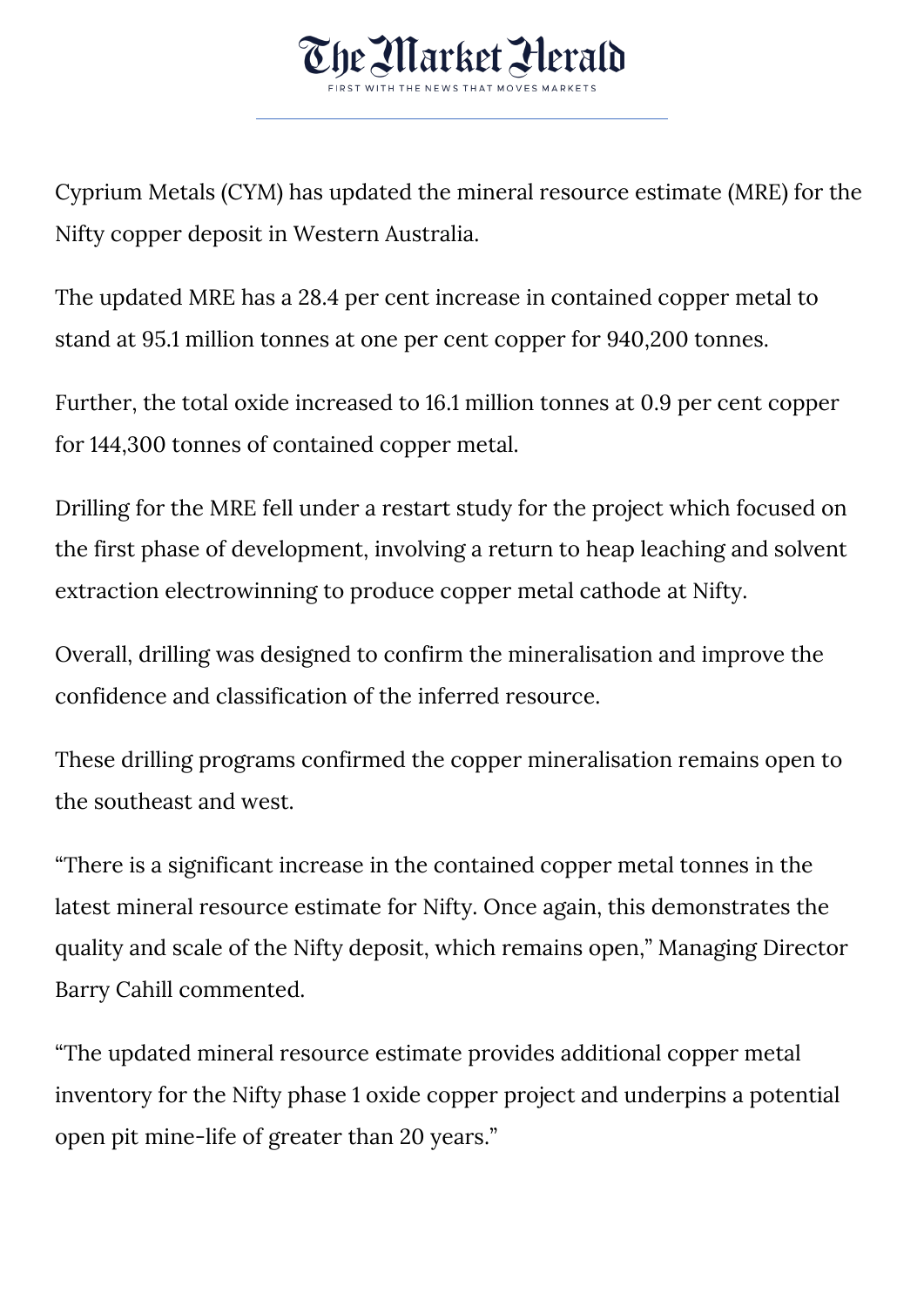Cyprium Metals (CYM) has updated the mineral resource estimate (MRE) for the Nifty copper deposit in Western Australia.

The updated MRE has a 28.4 per cent increase in contained copper metal to stand at 95.1 million tonnes at one per cent copper for 940,200 tonnes.

Further, the total oxide increased to 16.1 million tonnes at 0.9 per cent copper for 144,300 tonnes of contained copper metal.

Drilling for the MRE fell under a restart study for the project which focused on the first phase of development, involving a return to heap leaching and solvent extraction electrowinning to produce copper metal cathode at Nifty.

Overall, drilling was designed to confirm the mineralisation and improve the confidence and classification of the inferred resource.

These drilling programs confirmed the copper mineralisation remains open to the southeast and west.

"There is a significant increase in the contained copper metal tonnes in the latest mineral resource estimate for Nifty. Once again, this demonstrates the quality and scale of the Nifty deposit, which remains open," Managing Director Barry Cahill commented.

"The updated mineral resource estimate provides additional copper metal inventory for the Nifty phase 1 oxide copper project and underpins a potential open pit mine-life of greater than 20 years."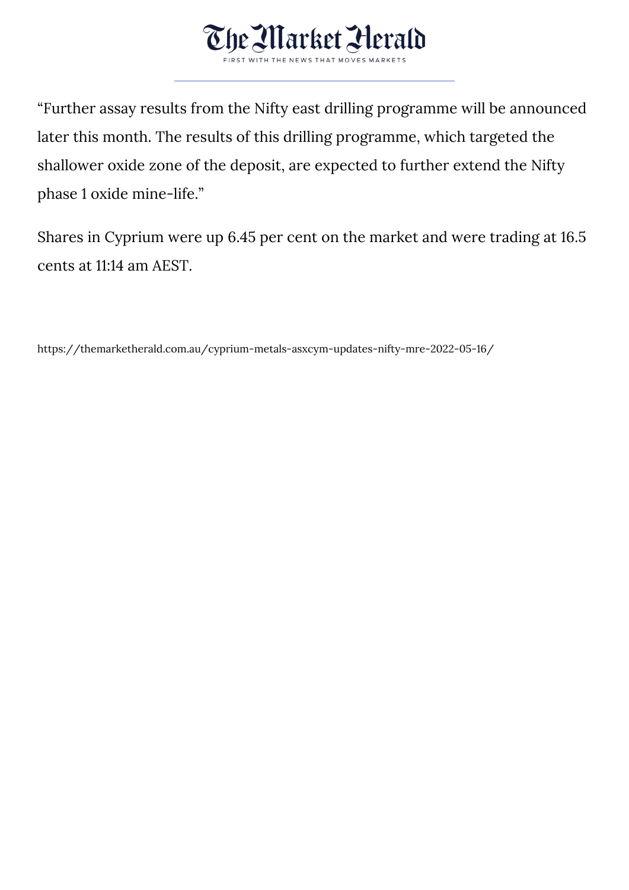"Further assay results from the Nifty east drilling programme will be announced later this month. The results of this drilling programme, which targeted the shallower oxide zone of the deposit, are expected to further extend the Nifty phase 1 oxide mine-life."

Shares in Cyprium were up 6.45 per cent on the market and were trading at 16.5 cents at 11:14 am AEST.

https://themarketherald.com.au/cyprium-metals-asxcym-updates-nifty-mre-2022-05-16/